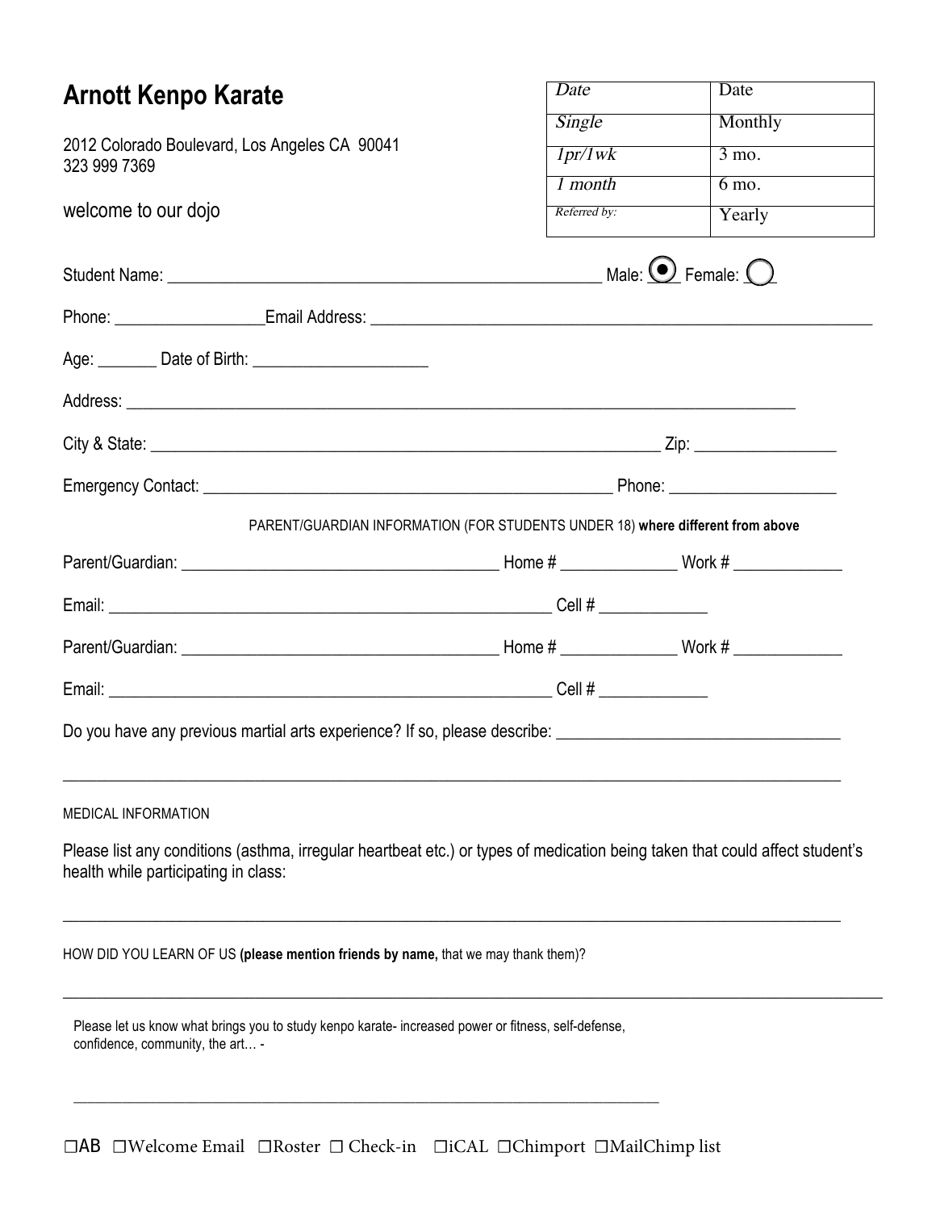# Arnott Kenpo Karate

2012 Colorado Boulevard, Los Angeles CA 90041
323 999 7369

welcome to our dojo

| *Date* | Date |
|---|---|
| *Single* | Monthly |
| *1pr/1wk* | 3 mo. |
| *1 month* | 6 mo. |
| *Referred by:* | Yearly |

Student Name: ______________________________________________ Male: ◉ Female: ◯

Phone: _______________ Email Address: ______________________________________________

Age: _______ Date of Birth: ____________________

Address: ______________________________________________________________________

City & State: ________________________________________________ Zip: ______________

Emergency Contact: ______________________________________ Phone: ________________

PARENT/GUARDIAN INFORMATION (FOR STUDENTS UNDER 18) **where different from above**

Parent/Guardian: ________________________________ Home # ____________ Work # ___________

Email: ____________________________________________ Cell # ___________

Parent/Guardian: ________________________________ Home # ____________ Work # ___________

Email: ____________________________________________ Cell # ___________

Do you have any previous martial arts experience? If so, please describe: ____________________________

______________________________________________________________________________

MEDICAL INFORMATION

Please list any conditions (asthma, irregular heartbeat etc.) or types of medication being taken that could affect student's health while participating in class:

______________________________________________________________________________

HOW DID YOU LEARN OF US **(please mention friends by name,** that we may thank them)?

______________________________________________________________________________

Please let us know what brings you to study kenpo karate- increased power or fitness, self-defense, confidence, community, the art… -

______________________________________________________________

☐AB ☐Welcome Email ☐Roster ☐ Check-in ☐iCAL ☐Chimport ☐MailChimp list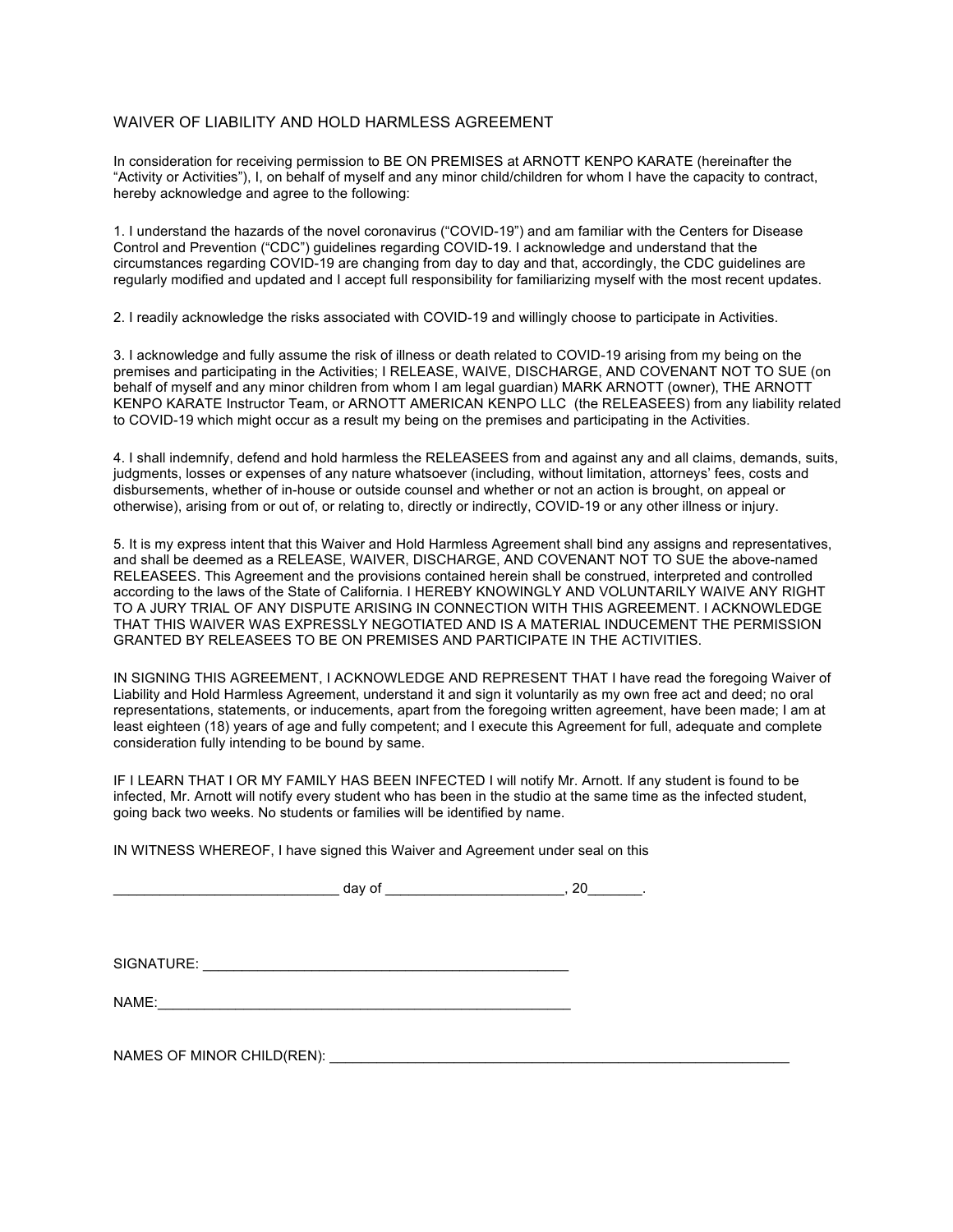## WAIVER OF LIABILITY AND HOLD HARMLESS AGREEMENT

In consideration for receiving permission to BE ON PREMISES at ARNOTT KENPO KARATE (hereinafter the "Activity or Activities"), I, on behalf of myself and any minor child/children for whom I have the capacity to contract, hereby acknowledge and agree to the following:

1. I understand the hazards of the novel coronavirus ("COVID-19") and am familiar with the Centers for Disease Control and Prevention ("CDC") guidelines regarding COVID-19. I acknowledge and understand that the circumstances regarding COVID-19 are changing from day to day and that, accordingly, the CDC guidelines are regularly modified and updated and I accept full responsibility for familiarizing myself with the most recent updates.

2. I readily acknowledge the risks associated with COVID-19 and willingly choose to participate in Activities.

3. I acknowledge and fully assume the risk of illness or death related to COVID-19 arising from my being on the premises and participating in the Activities; I RELEASE, WAIVE, DISCHARGE, AND COVENANT NOT TO SUE (on behalf of myself and any minor children from whom I am legal guardian) MARK ARNOTT (owner), THE ARNOTT KENPO KARATE Instructor Team, or ARNOTT AMERICAN KENPO LLC (the RELEASEES) from any liability related to COVID-19 which might occur as a result my being on the premises and participating in the Activities.

4. I shall indemnify, defend and hold harmless the RELEASEES from and against any and all claims, demands, suits, judgments, losses or expenses of any nature whatsoever (including, without limitation, attorneys' fees, costs and disbursements, whether of in-house or outside counsel and whether or not an action is brought, on appeal or otherwise), arising from or out of, or relating to, directly or indirectly, COVID-19 or any other illness or injury.

5. It is my express intent that this Waiver and Hold Harmless Agreement shall bind any assigns and representatives, and shall be deemed as a RELEASE, WAIVER, DISCHARGE, AND COVENANT NOT TO SUE the above-named RELEASEES. This Agreement and the provisions contained herein shall be construed, interpreted and controlled according to the laws of the State of California. I HEREBY KNOWINGLY AND VOLUNTARILY WAIVE ANY RIGHT TO A JURY TRIAL OF ANY DISPUTE ARISING IN CONNECTION WITH THIS AGREEMENT. I ACKNOWLEDGE THAT THIS WAIVER WAS EXPRESSLY NEGOTIATED AND IS A MATERIAL INDUCEMENT THE PERMISSION GRANTED BY RELEASEES TO BE ON PREMISES AND PARTICIPATE IN THE ACTIVITIES.

IN SIGNING THIS AGREEMENT, I ACKNOWLEDGE AND REPRESENT THAT I have read the foregoing Waiver of Liability and Hold Harmless Agreement, understand it and sign it voluntarily as my own free act and deed; no oral representations, statements, or inducements, apart from the foregoing written agreement, have been made; I am at least eighteen (18) years of age and fully competent; and I execute this Agreement for full, adequate and complete consideration fully intending to be bound by same.

IF I LEARN THAT I OR MY FAMILY HAS BEEN INFECTED I will notify Mr. Arnott. If any student is found to be infected, Mr. Arnott will notify every student who has been in the studio at the same time as the infected student, going back two weeks. No students or families will be identified by name.

IN WITNESS WHEREOF, I have signed this Waiver and Agreement under seal on this

____________________________ day of ______________________, 20_______.

SIGNATURE: _______________________________________________

NAME:_____________________________________________________

NAMES OF MINOR CHILD(REN): _____________________________________________________________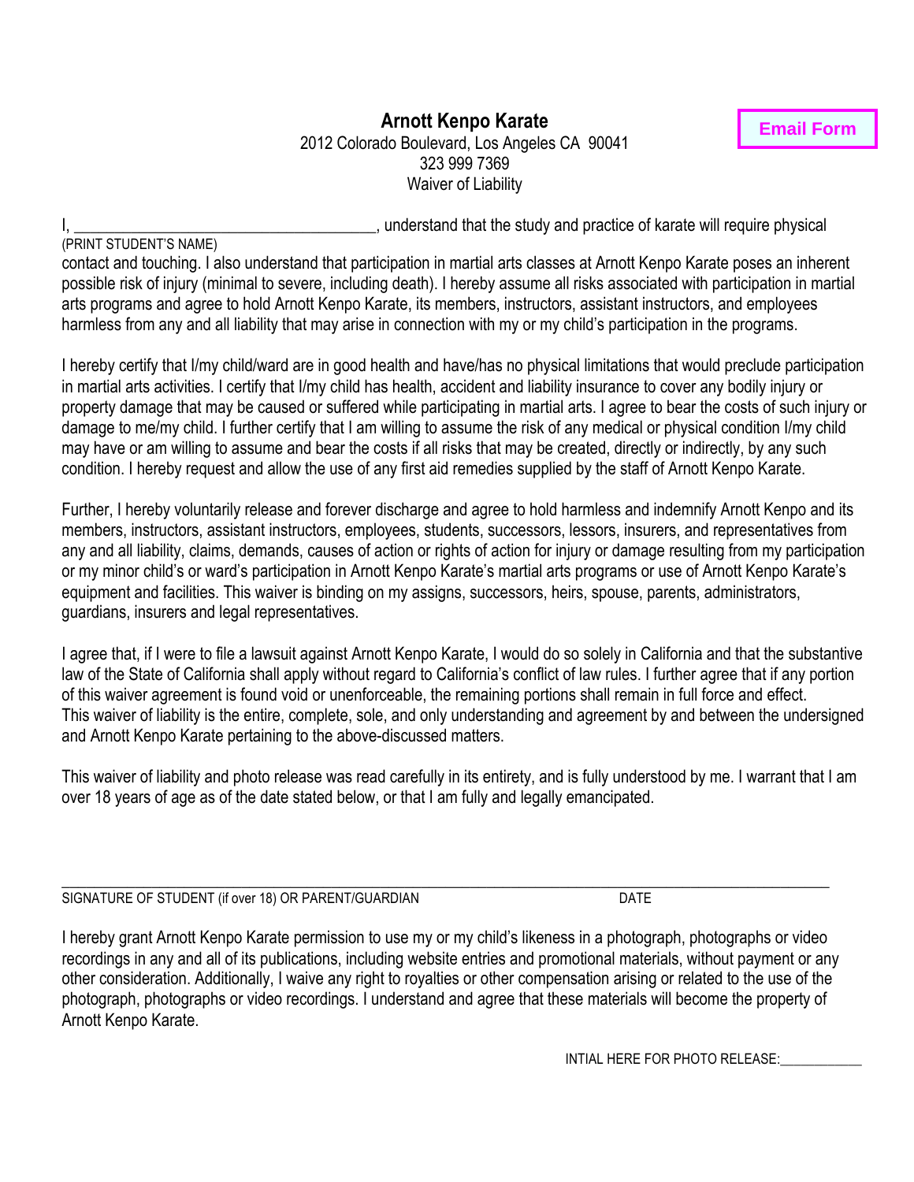**Arnott Kenpo Karate**

2012 Colorado Boulevard, Los Angeles CA 90041
323 999 7369
Waiver of Liability

Email Form

I, ____________________________________, understand that the study and practice of karate will require physical
(PRINT STUDENT'S NAME)
contact and touching. I also understand that participation in martial arts classes at Arnott Kenpo Karate poses an inherent possible risk of injury (minimal to severe, including death). I hereby assume all risks associated with participation in martial arts programs and agree to hold Arnott Kenpo Karate, its members, instructors, assistant instructors, and employees harmless from any and all liability that may arise in connection with my or my child's participation in the programs.

I hereby certify that I/my child/ward are in good health and have/has no physical limitations that would preclude participation in martial arts activities. I certify that I/my child has health, accident and liability insurance to cover any bodily injury or property damage that may be caused or suffered while participating in martial arts. I agree to bear the costs of such injury or damage to me/my child. I further certify that I am willing to assume the risk of any medical or physical condition I/my child may have or am willing to assume and bear the costs if all risks that may be created, directly or indirectly, by any such condition. I hereby request and allow the use of any first aid remedies supplied by the staff of Arnott Kenpo Karate.

Further, I hereby voluntarily release and forever discharge and agree to hold harmless and indemnify Arnott Kenpo and its members, instructors, assistant instructors, employees, students, successors, lessors, insurers, and representatives from any and all liability, claims, demands, causes of action or rights of action for injury or damage resulting from my participation or my minor child's or ward's participation in Arnott Kenpo Karate's martial arts programs or use of Arnott Kenpo Karate's equipment and facilities. This waiver is binding on my assigns, successors, heirs, spouse, parents, administrators, guardians, insurers and legal representatives.

I agree that, if I were to file a lawsuit against Arnott Kenpo Karate, I would do so solely in California and that the substantive law of the State of California shall apply without regard to California's conflict of law rules. I further agree that if any portion of this waiver agreement is found void or unenforceable, the remaining portions shall remain in full force and effect. This waiver of liability is the entire, complete, sole, and only understanding and agreement by and between the undersigned and Arnott Kenpo Karate pertaining to the above-discussed matters.

This waiver of liability and photo release was read carefully in its entirety, and is fully understood by me. I warrant that I am over 18 years of age as of the date stated below, or that I am fully and legally emancipated.

_____________________________________________________________________________________________

SIGNATURE OF STUDENT (if over 18) OR PARENT/GUARDIAN DATE

I hereby grant Arnott Kenpo Karate permission to use my or my child's likeness in a photograph, photographs or video recordings in any and all of its publications, including website entries and promotional materials, without payment or any other consideration. Additionally, I waive any right to royalties or other compensation arising or related to the use of the photograph, photographs or video recordings. I understand and agree that these materials will become the property of Arnott Kenpo Karate.

INTIAL HERE FOR PHOTO RELEASE:____________